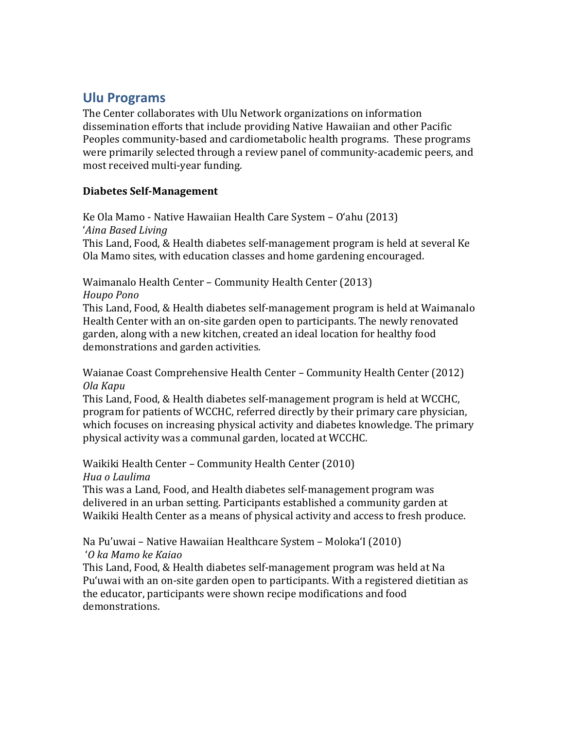## Ulu Programs

The Center collaborates with Ulu Network organizations on information dissemination efforts that include providing Native Hawaiian and other Pacific Peoples community-based and cardiometabolic health programs. These programs were primarily selected through a review panel of community-academic peers, and most received multi-year funding.

### Diabetes Self-Management

Ke Ola Mamo - Native Hawaiian Health Care System – Oʻahu (2013)
*ʻAina Based Living*
This Land, Food, & Health diabetes self-management program is held at several Ke Ola Mamo sites, with education classes and home gardening encouraged.

Waimanalo Health Center – Community Health Center (2013)
*Houpo Pono*
This Land, Food, & Health diabetes self-management program is held at Waimanalo Health Center with an on-site garden open to participants. The newly renovated garden, along with a new kitchen, created an ideal location for healthy food demonstrations and garden activities.

Waianae Coast Comprehensive Health Center – Community Health Center (2012)
*Ola Kapu*
This Land, Food, & Health diabetes self-management program is held at WCCHC, program for patients of WCCHC, referred directly by their primary care physician, which focuses on increasing physical activity and diabetes knowledge. The primary physical activity was a communal garden, located at WCCHC.

Waikiki Health Center – Community Health Center (2010)
*Hua o Laulima*
This was a Land, Food, and Health diabetes self-management program was delivered in an urban setting. Participants established a community garden at Waikiki Health Center as a means of physical activity and access to fresh produce.

Na Pu'uwai – Native Hawaiian Healthcare System – Molokaʻl (2010)
*ʻO ka Mamo ke Kaiao*
This Land, Food, & Health diabetes self-management program was held at Na Puʻuwai with an on-site garden open to participants. With a registered dietitian as the educator, participants were shown recipe modifications and food demonstrations.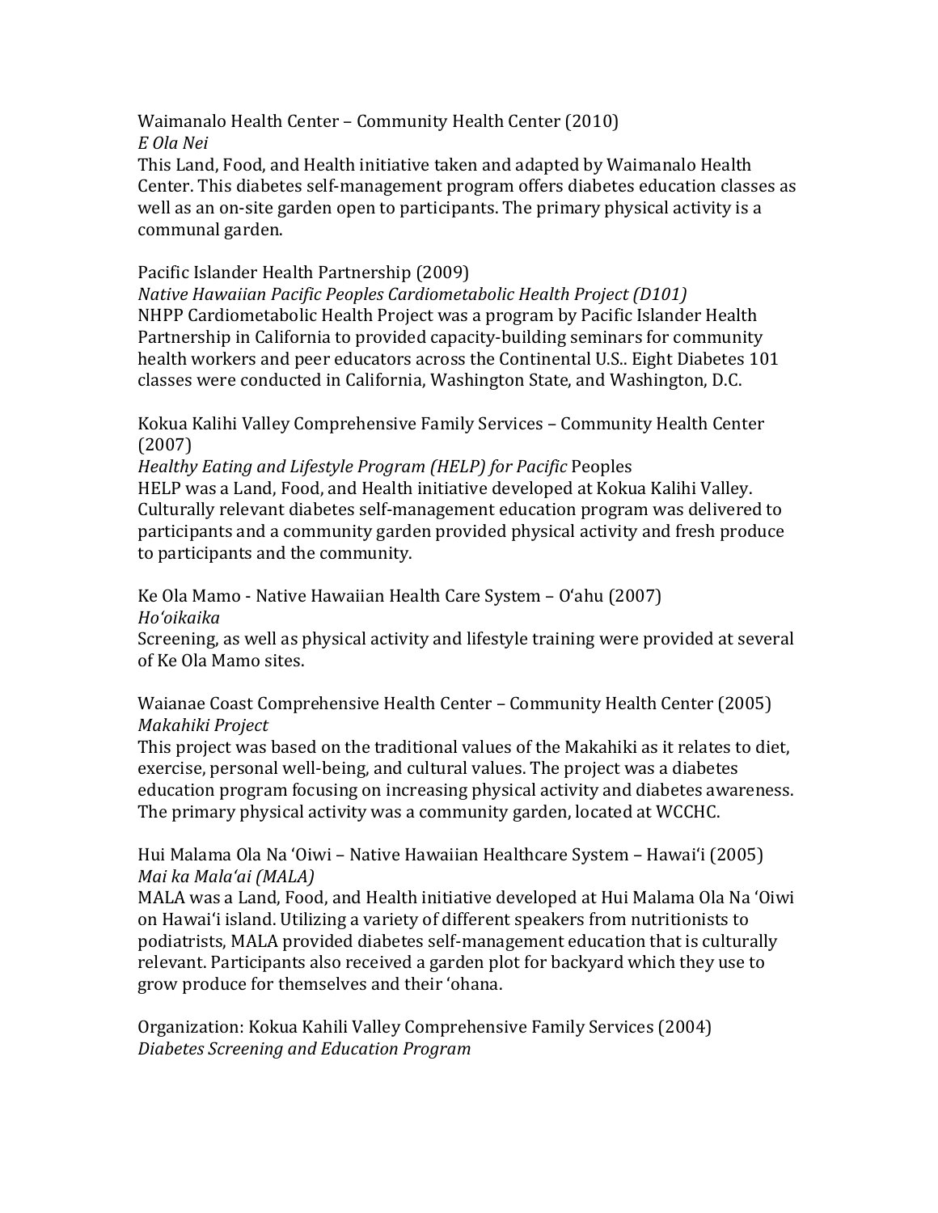Waimanalo Health Center – Community Health Center (2010)
*E Ola Nei*
This Land, Food, and Health initiative taken and adapted by Waimanalo Health Center. This diabetes self-management program offers diabetes education classes as well as an on-site garden open to participants. The primary physical activity is a communal garden.

Pacific Islander Health Partnership (2009)
*Native Hawaiian Pacific Peoples Cardiometabolic Health Project (D101)*
NHPP Cardiometabolic Health Project was a program by Pacific Islander Health Partnership in California to provided capacity-building seminars for community health workers and peer educators across the Continental U.S.. Eight Diabetes 101 classes were conducted in California, Washington State, and Washington, D.C.

Kokua Kalihi Valley Comprehensive Family Services – Community Health Center (2007)
*Healthy Eating and Lifestyle Program (HELP) for Pacific* Peoples
HELP was a Land, Food, and Health initiative developed at Kokua Kalihi Valley. Culturally relevant diabetes self-management education program was delivered to participants and a community garden provided physical activity and fresh produce to participants and the community.

Ke Ola Mamo - Native Hawaiian Health Care System – Oʻahu (2007)
*Hoʻoikaika*
Screening, as well as physical activity and lifestyle training were provided at several of Ke Ola Mamo sites.

Waianae Coast Comprehensive Health Center – Community Health Center (2005)
*Makahiki Project*
This project was based on the traditional values of the Makahiki as it relates to diet, exercise, personal well-being, and cultural values. The project was a diabetes education program focusing on increasing physical activity and diabetes awareness. The primary physical activity was a community garden, located at WCCHC.

Hui Malama Ola Na ʻOiwi – Native Hawaiian Healthcare System – Hawaiʻi (2005)
*Mai ka Malaʻai (MALA)*
MALA was a Land, Food, and Health initiative developed at Hui Malama Ola Na ʻOiwi on Hawaiʻi island. Utilizing a variety of different speakers from nutritionists to podiatrists, MALA provided diabetes self-management education that is culturally relevant. Participants also received a garden plot for backyard which they use to grow produce for themselves and their ʻohana.

Organization: Kokua Kahili Valley Comprehensive Family Services (2004)
*Diabetes Screening and Education Program*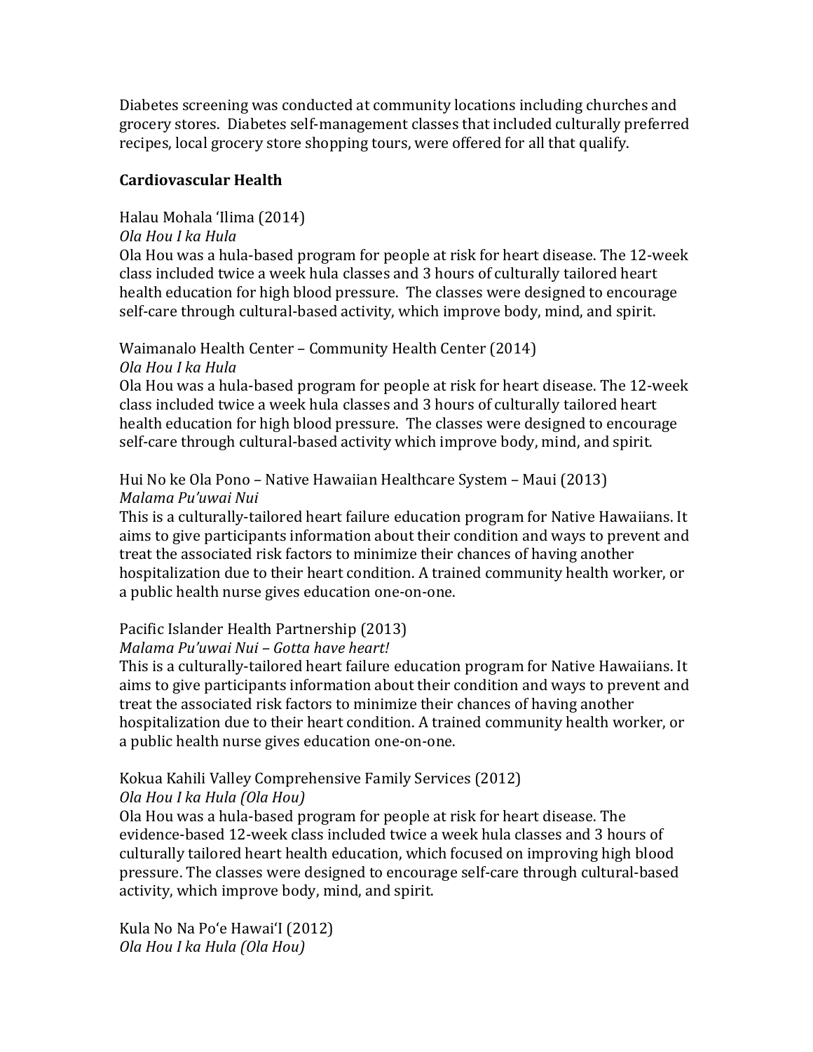Diabetes screening was conducted at community locations including churches and grocery stores. Diabetes self-management classes that included culturally preferred recipes, local grocery store shopping tours, were offered for all that qualify.

**Cardiovascular Health**

Halau Mohala ʻIlima (2014)
*Ola Hou I ka Hula*
Ola Hou was a hula-based program for people at risk for heart disease. The 12-week class included twice a week hula classes and 3 hours of culturally tailored heart health education for high blood pressure. The classes were designed to encourage self-care through cultural-based activity, which improve body, mind, and spirit.

Waimanalo Health Center – Community Health Center (2014)
*Ola Hou I ka Hula*
Ola Hou was a hula-based program for people at risk for heart disease. The 12-week class included twice a week hula classes and 3 hours of culturally tailored heart health education for high blood pressure. The classes were designed to encourage self-care through cultural-based activity which improve body, mind, and spirit.

Hui No ke Ola Pono – Native Hawaiian Healthcare System – Maui (2013)
*Malama Pu'uwai Nui*
This is a culturally-tailored heart failure education program for Native Hawaiians. It aims to give participants information about their condition and ways to prevent and treat the associated risk factors to minimize their chances of having another hospitalization due to their heart condition. A trained community health worker, or a public health nurse gives education one-on-one.

Pacific Islander Health Partnership (2013)
*Malama Pu'uwai Nui – Gotta have heart!*
This is a culturally-tailored heart failure education program for Native Hawaiians. It aims to give participants information about their condition and ways to prevent and treat the associated risk factors to minimize their chances of having another hospitalization due to their heart condition. A trained community health worker, or a public health nurse gives education one-on-one.

Kokua Kahili Valley Comprehensive Family Services (2012)
*Ola Hou I ka Hula (Ola Hou)*
Ola Hou was a hula-based program for people at risk for heart disease. The evidence-based 12-week class included twice a week hula classes and 3 hours of culturally tailored heart health education, which focused on improving high blood pressure. The classes were designed to encourage self-care through cultural-based activity, which improve body, mind, and spirit.

Kula No Na Poʻe Hawaiʻl (2012)
*Ola Hou I ka Hula (Ola Hou)*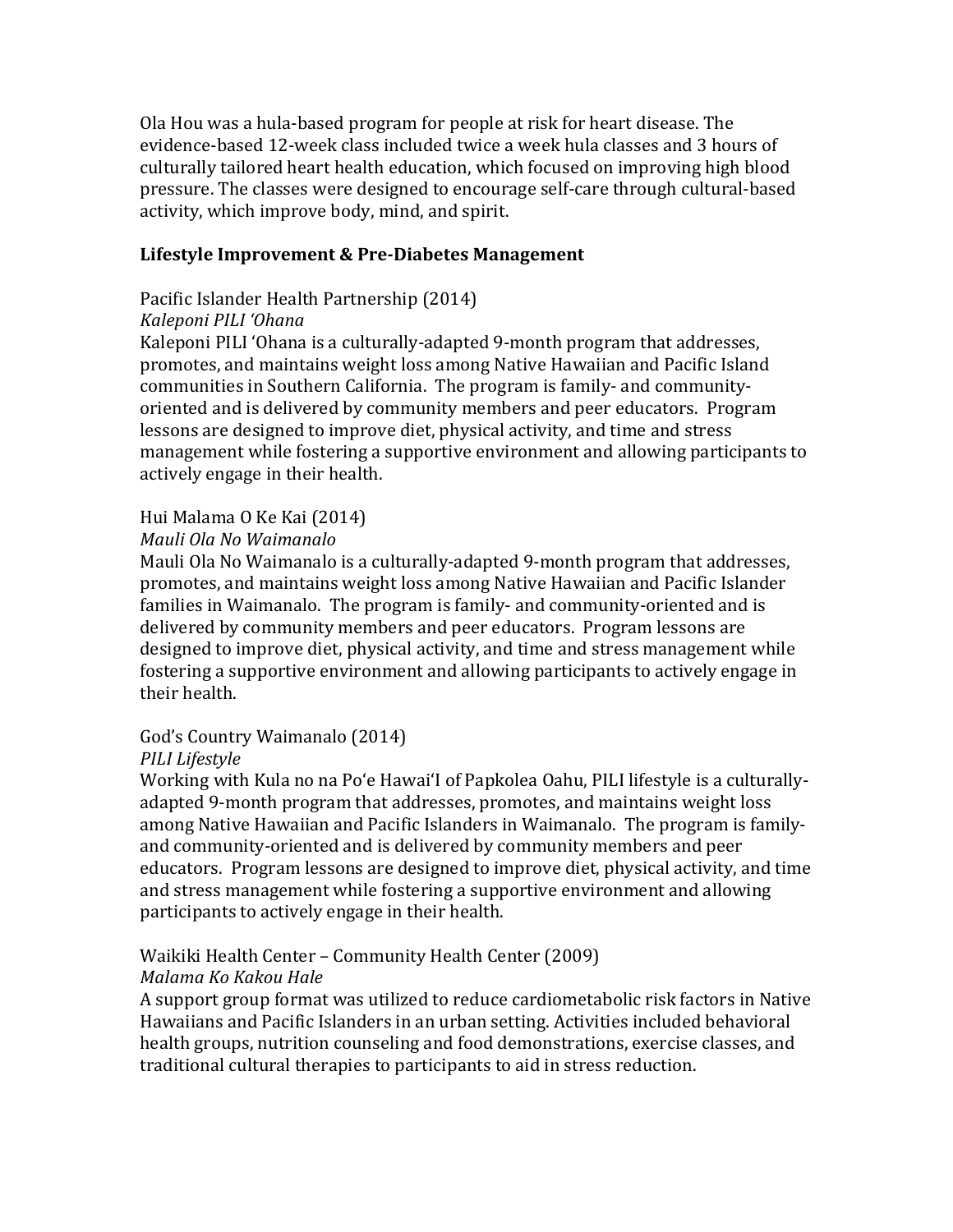Ola Hou was a hula-based program for people at risk for heart disease. The evidence-based 12-week class included twice a week hula classes and 3 hours of culturally tailored heart health education, which focused on improving high blood pressure. The classes were designed to encourage self-care through cultural-based activity, which improve body, mind, and spirit.

**Lifestyle Improvement & Pre-Diabetes Management**

Pacific Islander Health Partnership (2014)
*Kaleponi PILI ʻOhana*
Kaleponi PILI ʻOhana is a culturally-adapted 9-month program that addresses, promotes, and maintains weight loss among Native Hawaiian and Pacific Island communities in Southern California. The program is family- and community-oriented and is delivered by community members and peer educators. Program lessons are designed to improve diet, physical activity, and time and stress management while fostering a supportive environment and allowing participants to actively engage in their health.

Hui Malama O Ke Kai (2014)
*Mauli Ola No Waimanalo*
Mauli Ola No Waimanalo is a culturally-adapted 9-month program that addresses, promotes, and maintains weight loss among Native Hawaiian and Pacific Islander families in Waimanalo. The program is family- and community-oriented and is delivered by community members and peer educators. Program lessons are designed to improve diet, physical activity, and time and stress management while fostering a supportive environment and allowing participants to actively engage in their health.

God's Country Waimanalo (2014)
*PILI Lifestyle*
Working with Kula no na Poʻe Hawaiʻl of Papkolea Oahu, PILI lifestyle is a culturally-adapted 9-month program that addresses, promotes, and maintains weight loss among Native Hawaiian and Pacific Islanders in Waimanalo. The program is family- and community-oriented and is delivered by community members and peer educators. Program lessons are designed to improve diet, physical activity, and time and stress management while fostering a supportive environment and allowing participants to actively engage in their health.

Waikiki Health Center – Community Health Center (2009)
*Malama Ko Kakou Hale*
A support group format was utilized to reduce cardiometabolic risk factors in Native Hawaiians and Pacific Islanders in an urban setting. Activities included behavioral health groups, nutrition counseling and food demonstrations, exercise classes, and traditional cultural therapies to participants to aid in stress reduction.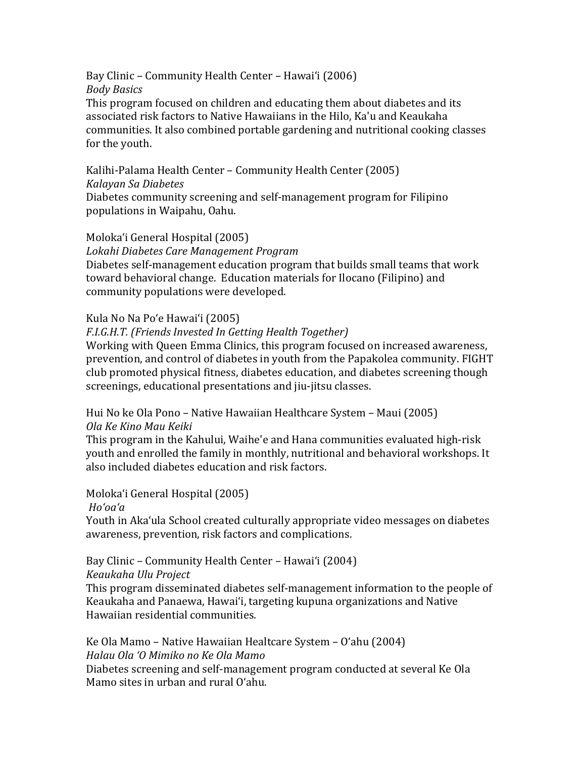Bay Clinic – Community Health Center – Hawaiʻi (2006)
*Body Basics*
This program focused on children and educating them about diabetes and its associated risk factors to Native Hawaiians in the Hilo, Ka'u and Keaukaha communities. It also combined portable gardening and nutritional cooking classes for the youth.

Kalihi-Palama Health Center – Community Health Center (2005)
*Kalayan Sa Diabetes*
Diabetes community screening and self-management program for Filipino populations in Waipahu, Oahu.

Molokaʻi General Hospital (2005)
*Lokahi Diabetes Care Management Program*
Diabetes self-management education program that builds small teams that work toward behavioral change. Education materials for Ilocano (Filipino) and community populations were developed.

Kula No Na Poʻe Hawaiʻi (2005)
*F.I.G.H.T. (Friends Invested In Getting Health Together)*
Working with Queen Emma Clinics, this program focused on increased awareness, prevention, and control of diabetes in youth from the Papakolea community. FIGHT club promoted physical fitness, diabetes education, and diabetes screening though screenings, educational presentations and jiu-jitsu classes.

Hui No ke Ola Pono – Native Hawaiian Healthcare System – Maui (2005)
*Ola Ke Kino Mau Keiki*
This program in the Kahului, Waihe'e and Hana communities evaluated high-risk youth and enrolled the family in monthly, nutritional and behavioral workshops. It also included diabetes education and risk factors.

Molokaʻi General Hospital (2005)
*Hoʻoaʻa*
Youth in Akaʻula School created culturally appropriate video messages on diabetes awareness, prevention, risk factors and complications.

Bay Clinic – Community Health Center – Hawaiʻi (2004)
*Keaukaha Ulu Project*
This program disseminated diabetes self-management information to the people of Keaukaha and Panaewa, Hawaiʻi, targeting kupuna organizations and Native Hawaiian residential communities.

Ke Ola Mamo – Native Hawaiian Healtcare System – Oʻahu (2004)
*Halau Ola ʻO Mimiko no Ke Ola Mamo*
Diabetes screening and self-management program conducted at several Ke Ola Mamo sites in urban and rural Oʻahu.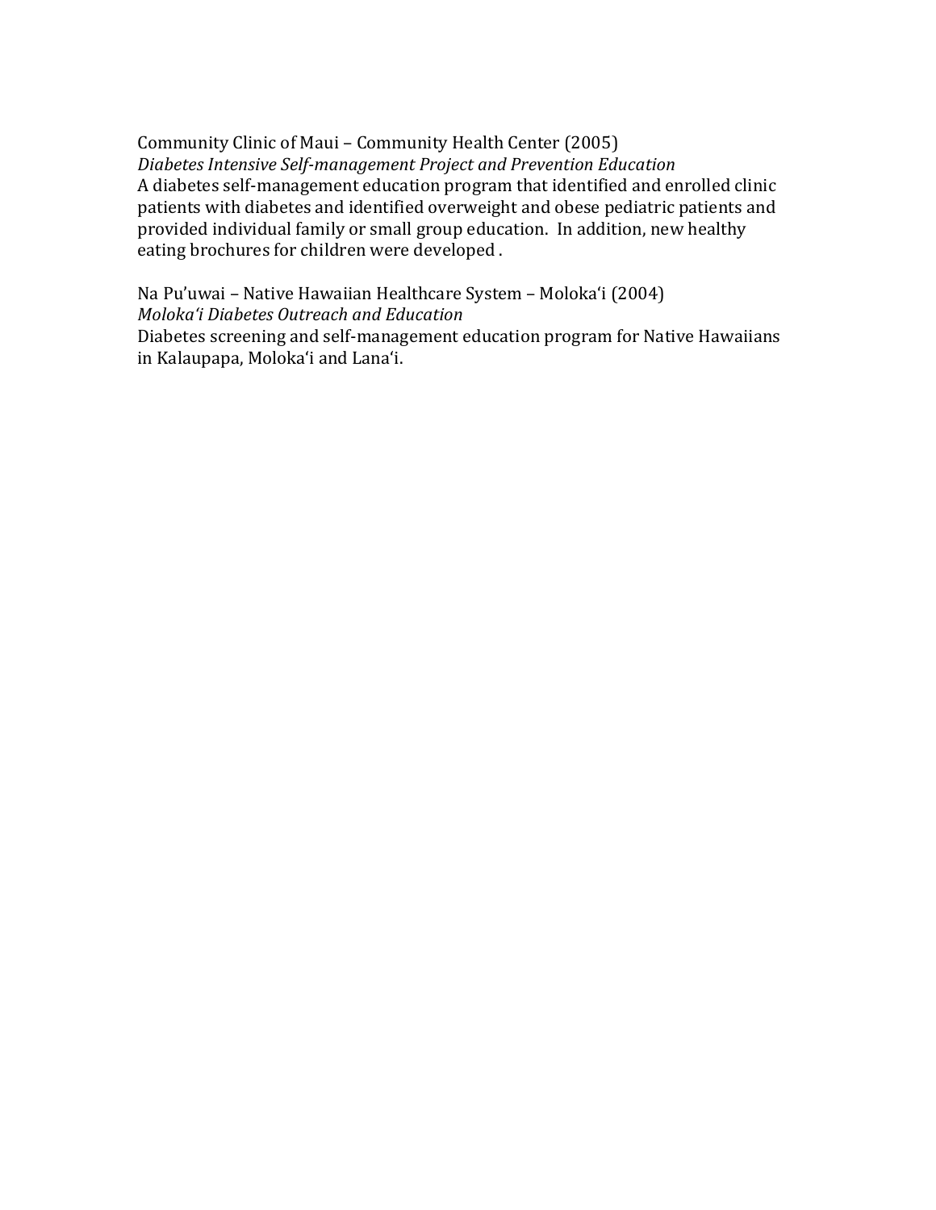Community Clinic of Maui – Community Health Center (2005)
*Diabetes Intensive Self-management Project and Prevention Education*
A diabetes self-management education program that identified and enrolled clinic patients with diabetes and identified overweight and obese pediatric patients and provided individual family or small group education. In addition, new healthy eating brochures for children were developed .

Na Pu'uwai – Native Hawaiian Healthcare System – Moloka'i (2004)
*Moloka'i Diabetes Outreach and Education*
Diabetes screening and self-management education program for Native Hawaiians in Kalaupapa, Moloka'i and Lana'i.